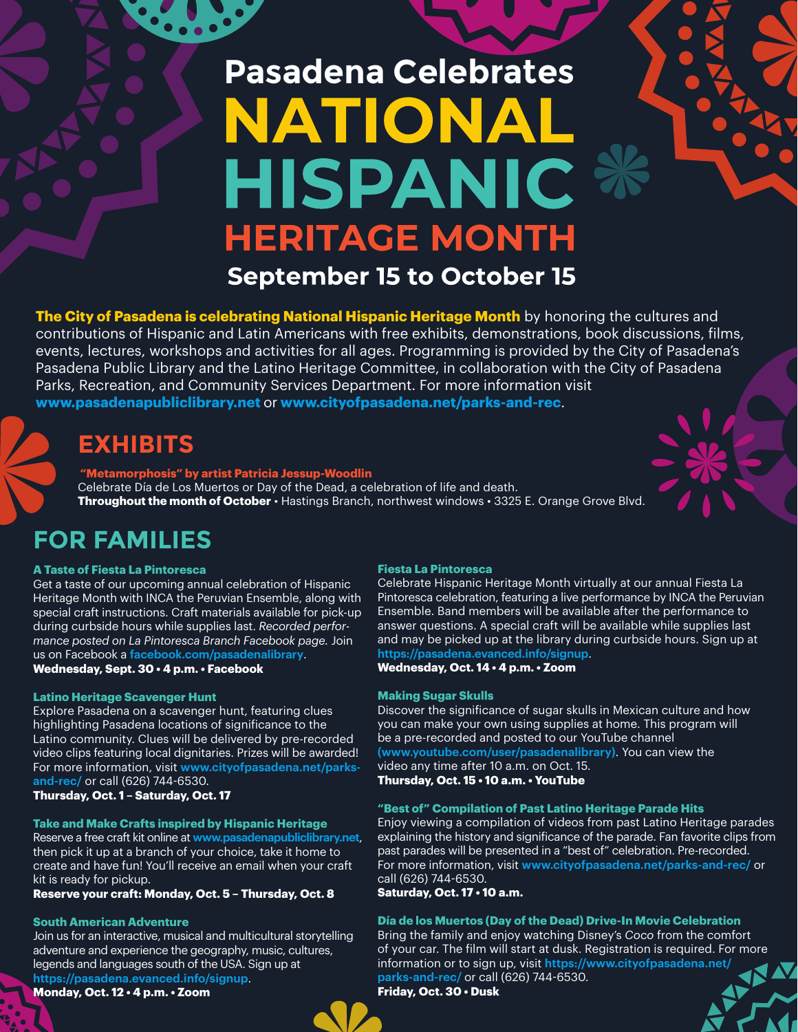# Pasadena Celebrates NATIONAL HISPANIC HERITAGE MONTH

## September 15 to October 15

**The City of Pasadena is celebrating National Hispanic Heritage Month** by honoring the cultures and contributions of Hispanic and Latin Americans with free exhibits, demonstrations, book discussions, films, events, lectures, workshops and activities for all ages. Programming is provided by the City of Pasadena's Pasadena Public Library and the Latino Heritage Committee, in collaboration with the City of Pasadena Parks, Recreation, and Community Services Department. For more information visit **www.pasadenapubliclibrary.net** or **www.cityofpasadena.net/parks-and-rec**.

## EXHIBITS

**"Metamorphosis" by artist Patricia Jessup-Woodlin**
Celebrate Día de Los Muertos or Day of the Dead, a celebration of life and death.
**Throughout the month of October** • Hastings Branch, northwest windows • 3325 E. Orange Grove Blvd.

## FOR FAMILIES

**A Taste of Fiesta La Pintoresca**
Get a taste of our upcoming annual celebration of Hispanic Heritage Month with INCA the Peruvian Ensemble, along with special craft instructions. Craft materials available for pick-up during curbside hours while supplies last. *Recorded performance posted on La Pintoresca Branch Facebook page.* Join us on Facebook a facebook.com/pasadenalibrary.
**Wednesday, Sept. 30 • 4 p.m. • Facebook**

**Latino Heritage Scavenger Hunt**
Explore Pasadena on a scavenger hunt, featuring clues highlighting Pasadena locations of significance to the Latino community. Clues will be delivered by pre-recorded video clips featuring local dignitaries. Prizes will be awarded! For more information, visit www.cityofpasadena.net/parks-and-rec/ or call (626) 744-6530.
**Thursday, Oct. 1 – Saturday, Oct. 17**

**Take and Make Crafts inspired by Hispanic Heritage**
Reserve a free craft kit online at www.pasadenapubliclibrary.net, then pick it up at a branch of your choice, take it home to create and have fun! You'll receive an email when your craft kit is ready for pickup.
**Reserve your craft: Monday, Oct. 5 – Thursday, Oct. 8**

**South American Adventure**
Join us for an interactive, musical and multicultural storytelling adventure and experience the geography, music, cultures, legends and languages south of the USA. Sign up at https://pasadena.evanced.info/signup.
**Monday, Oct. 12 • 4 p.m. • Zoom**

**Fiesta La Pintoresca**
Celebrate Hispanic Heritage Month virtually at our annual Fiesta La Pintoresca celebration, featuring a live performance by INCA the Peruvian Ensemble. Band members will be available after the performance to answer questions. A special craft will be available while supplies last and may be picked up at the library during curbside hours. Sign up at https://pasadena.evanced.info/signup.
**Wednesday, Oct. 14 • 4 p.m. • Zoom**

**Making Sugar Skulls**
Discover the significance of sugar skulls in Mexican culture and how you can make your own using supplies at home. This program will be a pre-recorded and posted to our YouTube channel (www.youtube.com/user/pasadenalibrary). You can view the video any time after 10 a.m. on Oct. 15.
**Thursday, Oct. 15 • 10 a.m. • YouTube**

**"Best of" Compilation of Past Latino Heritage Parade Hits**
Enjoy viewing a compilation of videos from past Latino Heritage parades explaining the history and significance of the parade. Fan favorite clips from past parades will be presented in a "best of" celebration. Pre-recorded. For more information, visit www.cityofpasadena.net/parks-and-rec/ or call (626) 744-6530.
**Saturday, Oct. 17 • 10 a.m.**

**Día de los Muertos (Day of the Dead) Drive-In Movie Celebration**
Bring the family and enjoy watching Disney's *Coco* from the comfort of your car. The film will start at dusk. Registration is required. For more information or to sign up, visit https://www.cityofpasadena.net/parks-and-rec/ or call (626) 744-6530.
**Friday, Oct. 30 • Dusk**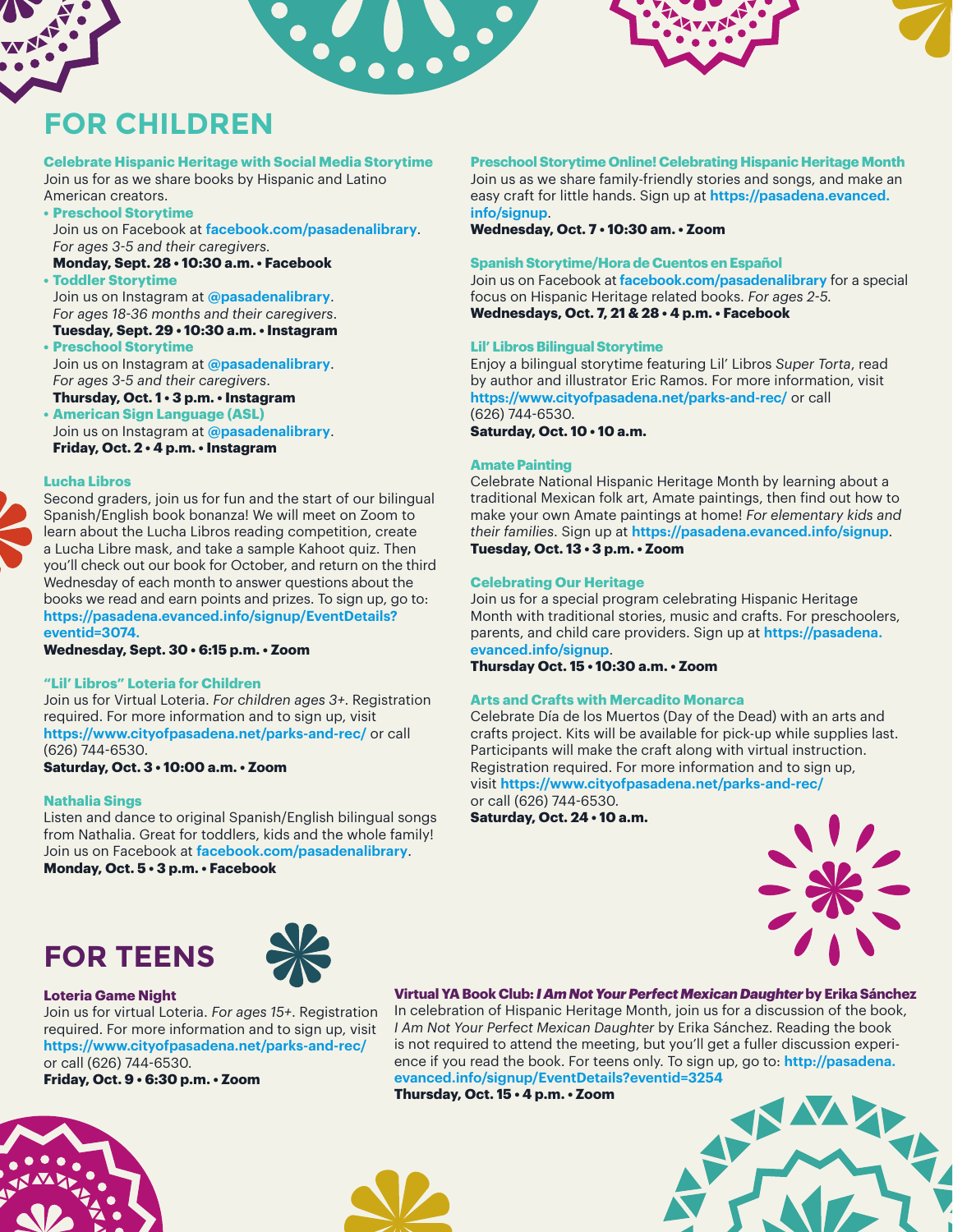# FOR CHILDREN

### Celebrate Hispanic Heritage with Social Media Storytime

Join us for as we share books by Hispanic and Latino American creators.

- **Preschool Storytime**
  Join us on Facebook at facebook.com/pasadenalibrary.
  *For ages 3-5 and their caregivers.*
  **Monday, Sept. 28 • 10:30 a.m. • Facebook**
- **Toddler Storytime**
  Join us on Instagram at @pasadenalibrary.
  *For ages 18-36 months and their caregivers.*
  **Tuesday, Sept. 29 • 10:30 a.m. • Instagram**
- **Preschool Storytime**
  Join us on Instagram at @pasadenalibrary.
  *For ages 3-5 and their caregivers.*
  **Thursday, Oct. 1 • 3 p.m. • Instagram**
- **American Sign Language (ASL)**
  Join us on Instagram at @pasadenalibrary.
  **Friday, Oct. 2 • 4 p.m. • Instagram**

### Lucha Libros

Second graders, join us for fun and the start of our bilingual Spanish/English book bonanza! We will meet on Zoom to learn about the Lucha Libros reading competition, create a Lucha Libre mask, and take a sample Kahoot quiz. Then you'll check out our book for October, and return on the third Wednesday of each month to answer questions about the books we read and earn points and prizes. To sign up, go to: https://pasadena.evanced.info/signup/EventDetails?eventid=3074.

**Wednesday, Sept. 30 • 6:15 p.m. • Zoom**

### "Lil' Libros" Loteria for Children

Join us for Virtual Loteria. *For children ages 3+.* Registration required. For more information and to sign up, visit https://www.cityofpasadena.net/parks-and-rec/ or call (626) 744-6530.

**Saturday, Oct. 3 • 10:00 a.m. • Zoom**

### Nathalia Sings

Listen and dance to original Spanish/English bilingual songs from Nathalia. Great for toddlers, kids and the whole family! Join us on Facebook at facebook.com/pasadenalibrary.

**Monday, Oct. 5 • 3 p.m. • Facebook**

### Preschool Storytime Online! Celebrating Hispanic Heritage Month

Join us as we share family-friendly stories and songs, and make an easy craft for little hands. Sign up at https://pasadena.evanced.info/signup.

**Wednesday, Oct. 7 • 10:30 am. • Zoom**

### Spanish Storytime/Hora de Cuentos en Español

Join us on Facebook at facebook.com/pasadenalibrary for a special focus on Hispanic Heritage related books. *For ages 2-5.*

**Wednesdays, Oct. 7, 21 & 28 • 4 p.m. • Facebook**

### Lil' Libros Bilingual Storytime

Enjoy a bilingual storytime featuring Lil' Libros *Super Torta*, read by author and illustrator Eric Ramos. For more information, visit https://www.cityofpasadena.net/parks-and-rec/ or call (626) 744-6530.

**Saturday, Oct. 10 • 10 a.m.**

### Amate Painting

Celebrate National Hispanic Heritage Month by learning about a traditional Mexican folk art, Amate paintings, then find out how to make your own Amate paintings at home! *For elementary kids and their families.* Sign up at https://pasadena.evanced.info/signup.

**Tuesday, Oct. 13 • 3 p.m. • Zoom**

### Celebrating Our Heritage

Join us for a special program celebrating Hispanic Heritage Month with traditional stories, music and crafts. For preschoolers, parents, and child care providers. Sign up at https://pasadena.evanced.info/signup.

**Thursday Oct. 15 • 10:30 a.m. • Zoom**

### Arts and Crafts with Mercadito Monarca

Celebrate Día de los Muertos (Day of the Dead) with an arts and crafts project. Kits will be available for pick-up while supplies last. Participants will make the craft along with virtual instruction. Registration required. For more information and to sign up, visit https://www.cityofpasadena.net/parks-and-rec/ or call (626) 744-6530.

**Saturday, Oct. 24 • 10 a.m.**

# FOR TEENS

### Loteria Game Night

Join us for virtual Loteria. *For ages 15+.* Registration required. For more information and to sign up, visit https://www.cityofpasadena.net/parks-and-rec/ or call (626) 744-6530.

**Friday, Oct. 9 • 6:30 p.m. • Zoom**

### Virtual YA Book Club: *I Am Not Your Perfect Mexican Daughter* by Erika Sánchez

In celebration of Hispanic Heritage Month, join us for a discussion of the book, *I Am Not Your Perfect Mexican Daughter* by Erika Sánchez. Reading the book is not required to attend the meeting, but you'll get a fuller discussion experience if you read the book. For teens only. To sign up, go to: http://pasadena.evanced.info/signup/EventDetails?eventid=3254

**Thursday, Oct. 15 • 4 p.m. • Zoom**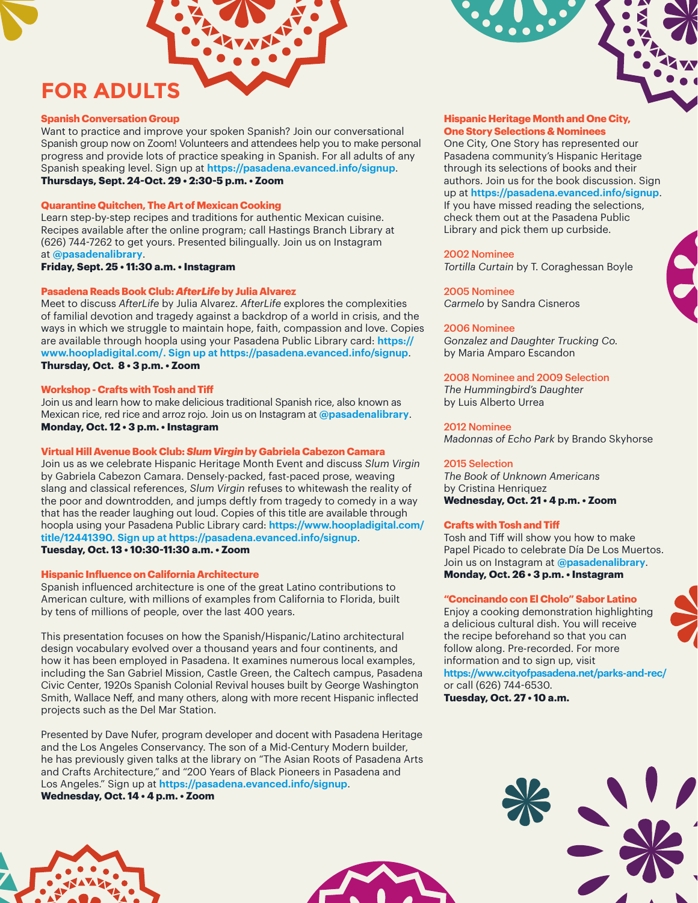# FOR ADULTS

### Spanish Conversation Group

Want to practice and improve your spoken Spanish? Join our conversational Spanish group now on Zoom! Volunteers and attendees help you to make personal progress and provide lots of practice speaking in Spanish. For all adults of any Spanish speaking level. Sign up at **https://pasadena.evanced.info/signup**.
**Thursdays, Sept. 24-Oct. 29 • 2:30-5 p.m. • Zoom**

### Quarantine Quitchen, The Art of Mexican Cooking

Learn step-by-step recipes and traditions for authentic Mexican cuisine. Recipes available after the online program; call Hastings Branch Library at (626) 744-7262 to get yours. Presented bilingually. Join us on Instagram at **@pasadenalibrary**.
**Friday, Sept. 25 • 11:30 a.m. • Instagram**

### Pasadena Reads Book Club: *AfterLife* by Julia Alvarez

Meet to discuss *AfterLife* by Julia Alvarez. *AfterLife* explores the complexities of familial devotion and tragedy against a backdrop of a world in crisis, and the ways in which we struggle to maintain hope, faith, compassion and love. Copies are available through hoopla using your Pasadena Public Library card: **https://www.hoopladigital.com/. Sign up at https://pasadena.evanced.info/signup**.
**Thursday, Oct. 8 • 3 p.m. • Zoom**

### Workshop - Crafts with Tosh and Tiff

Join us and learn how to make delicious traditional Spanish rice, also known as Mexican rice, red rice and arroz rojo. Join us on Instagram at **@pasadenalibrary**.
**Monday, Oct. 12 • 3 p.m. • Instagram**

### Virtual Hill Avenue Book Club: *Slum Virgin* by Gabriela Cabezon Camara

Join us as we celebrate Hispanic Heritage Month Event and discuss *Slum Virgin* by Gabriela Cabezon Camara. Densely-packed, fast-paced prose, weaving slang and classical references, *Slum Virgin* refuses to whitewash the reality of the poor and downtrodden, and jumps deftly from tragedy to comedy in a way that has the reader laughing out loud. Copies of this title are available through hoopla using your Pasadena Public Library card: **https://www.hoopladigital.com/title/12441390. Sign up at https://pasadena.evanced.info/signup**.
**Tuesday, Oct. 13 • 10:30-11:30 a.m. • Zoom**

### Hispanic Influence on California Architecture

Spanish influenced architecture is one of the great Latino contributions to American culture, with millions of examples from California to Florida, built by tens of millions of people, over the last 400 years.

This presentation focuses on how the Spanish/Hispanic/Latino architectural design vocabulary evolved over a thousand years and four continents, and how it has been employed in Pasadena. It examines numerous local examples, including the San Gabriel Mission, Castle Green, the Caltech campus, Pasadena Civic Center, 1920s Spanish Colonial Revival houses built by George Washington Smith, Wallace Neff, and many others, along with more recent Hispanic inflected projects such as the Del Mar Station.

Presented by Dave Nufer, program developer and docent with Pasadena Heritage and the Los Angeles Conservancy. The son of a Mid-Century Modern builder, he has previously given talks at the library on "The Asian Roots of Pasadena Arts and Crafts Architecture," and "200 Years of Black Pioneers in Pasadena and Los Angeles." Sign up at **https://pasadena.evanced.info/signup**.
**Wednesday, Oct. 14 • 4 p.m. • Zoom**

### Hispanic Heritage Month and One City, One Story Selections & Nominees

One City, One Story has represented our Pasadena community's Hispanic Heritage through its selections of books and their authors. Join us for the book discussion. Sign up at **https://pasadena.evanced.info/signup**. If you have missed reading the selections, check them out at the Pasadena Public Library and pick them up curbside.

2002 Nominee
*Tortilla Curtain* by T. Coraghessan Boyle

2005 Nominee
*Carmelo* by Sandra Cisneros

2006 Nominee
*Gonzalez and Daughter Trucking Co.* by Maria Amparo Escandon

2008 Nominee and 2009 Selection
*The Hummingbird's Daughter* by Luis Alberto Urrea

2012 Nominee
*Madonnas of Echo Park* by Brando Skyhorse

2015 Selection
*The Book of Unknown Americans* by Cristina Henriquez
**Wednesday, Oct. 21 • 4 p.m. • Zoom**

### Crafts with Tosh and Tiff

Tosh and Tiff will show you how to make Papel Picado to celebrate Día De Los Muertos. Join us on Instagram at **@pasadenalibrary**.
**Monday, Oct. 26 • 3 p.m. • Instagram**

### "Concinando con El Cholo" Sabor Latino

Enjoy a cooking demonstration highlighting a delicious cultural dish. You will receive the recipe beforehand so that you can follow along. Pre-recorded. For more information and to sign up, visit **https://www.cityofpasadena.net/parks-and-rec/** or call (626) 744-6530.
**Tuesday, Oct. 27 • 10 a.m.**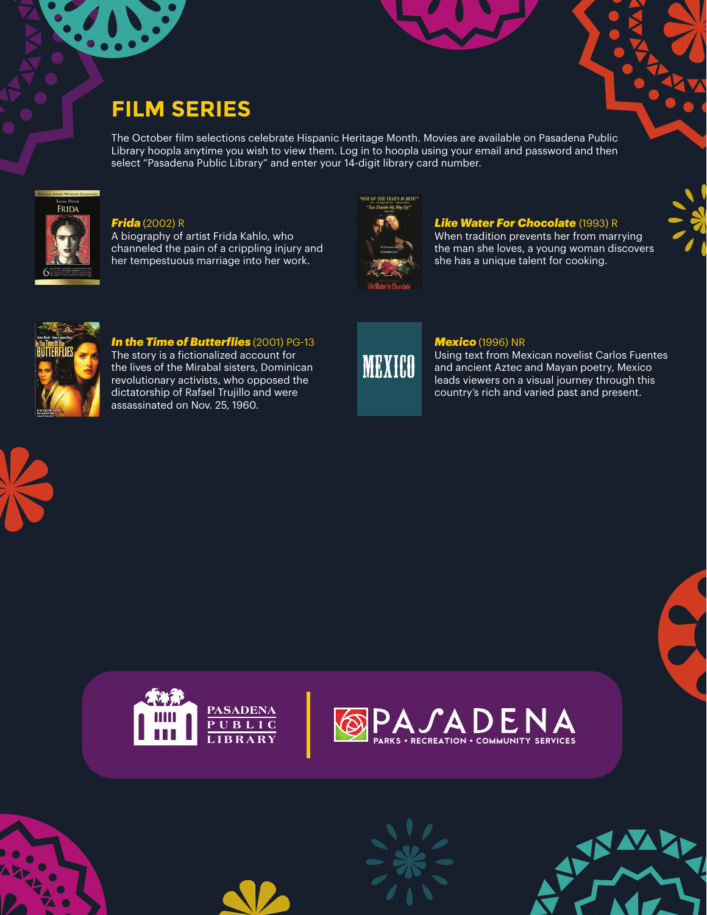# FILM SERIES

The October film selections celebrate Hispanic Heritage Month. Movies are available on Pasadena Public Library hoopla anytime you wish to view them. Log in to hoopla using your email and password and then select "Pasadena Public Library" and enter your 14-digit library card number.

***Frida*** (2002) R
A biography of artist Frida Kahlo, who channeled the pain of a crippling injury and her tempestuous marriage into her work.

***Like Water For Chocolate*** (1993) R
When tradition prevents her from marrying the man she loves, a young woman discovers she has a unique talent for cooking.

***In the Time of Butterflies*** (2001) PG-13
The story is a fictionalized account for the lives of the Mirabal sisters, Dominican revolutionary activists, who opposed the dictatorship of Rafael Trujillo and were assassinated on Nov. 25, 1960.

***Mexico*** (1996) NR
Using text from Mexican novelist Carlos Fuentes and ancient Aztec and Mayan poetry, Mexico leads viewers on a visual journey through this country's rich and varied past and present.

PASADENA PUBLIC LIBRARY

PASADENA PARKS • RECREATION • COMMUNITY SERVICES